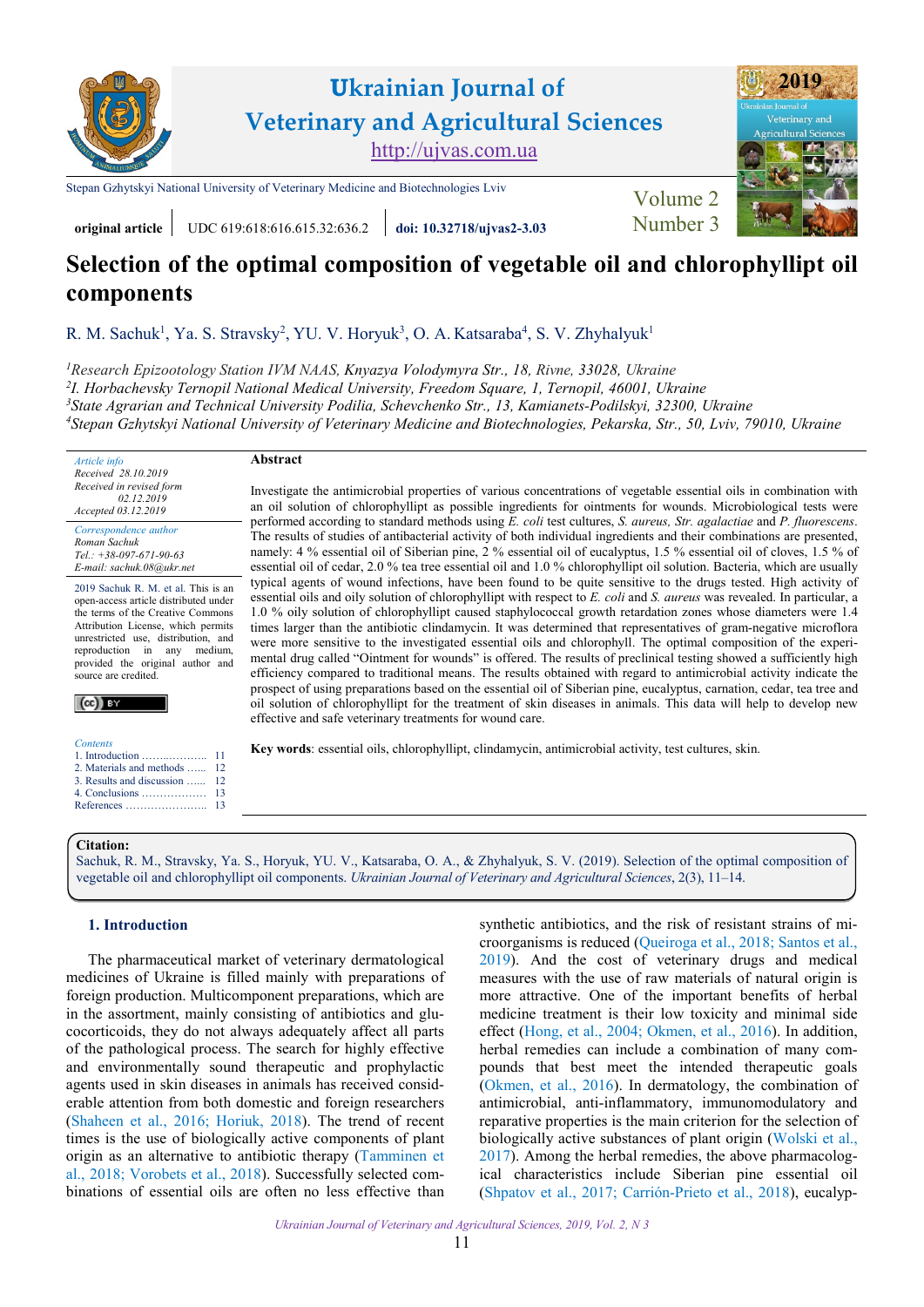# Ukrainian Journal of Veterinary and Agricultural Sciences

http://ujvas.com.ua

Stepan Gzhytskyi National University of Veterinary Medicine and Biotechnologies Lviv

**original article** | UDC 619:618:616.615.32:636.2 | **doi: 10.32718/ujvas2-3.03**

Volume 2 Number 3

# Selection of the optimal composition of vegetable oil and chlorophyllipt oil components

R. M. Sachuk[1], Ya. S. Stravsky[2], YU. V. Horyuk[3], O. A. Katsaraba[4], S. V. Zhyhalyuk[1]

[1]*Research Epizootology Station IVM NAAS, Knyazya Volodymyra Str., 18, Rivne, 33028, Ukraine*
[2]*I. Horbachevsky Ternopil National Medical University, Freedom Square, 1, Ternopil, 46001, Ukraine*
[3]*State Agrarian and Technical University Podilia, Schevchenko Str., 13, Kamianets-Podilskyi, 32300, Ukraine*
[4]*Stepan Gzhytskyi National University of Veterinary Medicine and Biotechnologies, Pekarska, Str., 50, Lviv, 79010, Ukraine*

*Article info*
*Received 28.10.2019*
*Received in revised form 02.12.2019*
*Accepted 03.12.2019*

*Correspondence author*
*Roman Sachuk*
*Tel.: +38-097-671-90-63*
*E-mail: sachuk.08@ukr.net*

2019 Sachuk R. M. et al. This is an open-access article distributed under the terms of the Creative Commons Attribution License, which permits unrestricted use, distribution, and reproduction in any medium, provided the original author and source are credited.

*Contents*
1. Introduction ........................ 11
2. Materials and methods ...... 12
3. Results and discussion ...... 12
4. Conclusions ..................... 13
References ............................ 13

**Abstract**

Investigate the antimicrobial properties of various concentrations of vegetable essential oils in combination with an oil solution of chlorophyllipt as possible ingredients for ointments for wounds. Microbiological tests were performed according to standard methods using *E. coli* test cultures, *S. aureus, Str. agalactiae* and *P. fluorescens*. The results of studies of antibacterial activity of both individual ingredients and their combinations are presented, namely: 4 % essential oil of Siberian pine, 2 % essential oil of eucalyptus, 1.5 % essential oil of cloves, 1.5 % of essential oil of cedar, 2.0 % tea tree essential oil and 1.0 % chlorophyllipt oil solution. Bacteria, which are usually typical agents of wound infections, have been found to be quite sensitive to the drugs tested. High activity of essential oils and oily solution of chlorophyllipt with respect to *E. coli* and *S. aureus* was revealed. In particular, a 1.0 % oily solution of chlorophyllipt caused staphylococcal growth retardation zones whose diameters were 1.4 times larger than the antibiotic clindamycin. It was determined that representatives of gram-negative microflora were more sensitive to the investigated essential oils and chlorophyll. The optimal composition of the experimental drug called "Ointment for wounds" is offered. The results of preclinical testing showed a sufficiently high efficiency compared to traditional means. The results obtained with regard to antimicrobial activity indicate the prospect of using preparations based on the essential oil of Siberian pine, eucalyptus, carnation, cedar, tea tree and oil solution of chlorophyllipt for the treatment of skin diseases in animals. This data will help to develop new effective and safe veterinary treatments for wound care.

**Key words**: essential oils, chlorophyllipt, clindamycin, antimicrobial activity, test cultures, skin.

**Citation:**
Sachuk, R. M., Stravsky, Ya. S., Horyuk, YU. V., Katsaraba, O. A., & Zhyhalyuk, S. V. (2019). Selection of the optimal composition of vegetable oil and chlorophyllipt oil components. *Ukrainian Journal of Veterinary and Agricultural Sciences*, 2(3), 11–14.

## 1. Introduction

The pharmaceutical market of veterinary dermatological medicines of Ukraine is filled mainly with preparations of foreign production. Multicomponent preparations, which are in the assortment, mainly consisting of antibiotics and glucocorticoids, they do not always adequately affect all parts of the pathological process. The search for highly effective and environmentally sound therapeutic and prophylactic agents used in skin diseases in animals has received considerable attention from both domestic and foreign researchers (Shaheen et al., 2016; Horiuk, 2018). The trend of recent times is the use of biologically active components of plant origin as an alternative to antibiotic therapy (Tamminen et al., 2018; Vorobets et al., 2018). Successfully selected combinations of essential oils are often no less effective than synthetic antibiotics, and the risk of resistant strains of microorganisms is reduced (Queiroga et al., 2018; Santos et al., 2019). And the cost of veterinary drugs and medical measures with the use of raw materials of natural origin is more attractive. One of the important benefits of herbal medicine treatment is their low toxicity and minimal side effect (Hong, et al., 2004; Okmen, et al., 2016). In addition, herbal remedies can include a combination of many compounds that best meet the intended therapeutic goals (Okmen, et al., 2016). In dermatology, the combination of antimicrobial, anti-inflammatory, immunomodulatory and reparative properties is the main criterion for the selection of biologically active substances of plant origin (Wolski et al., 2017). Among the herbal remedies, the above pharmacological characteristics include Siberian pine essential oil (Shpatov et al., 2017; Carrión-Prieto et al., 2018), eucalyp-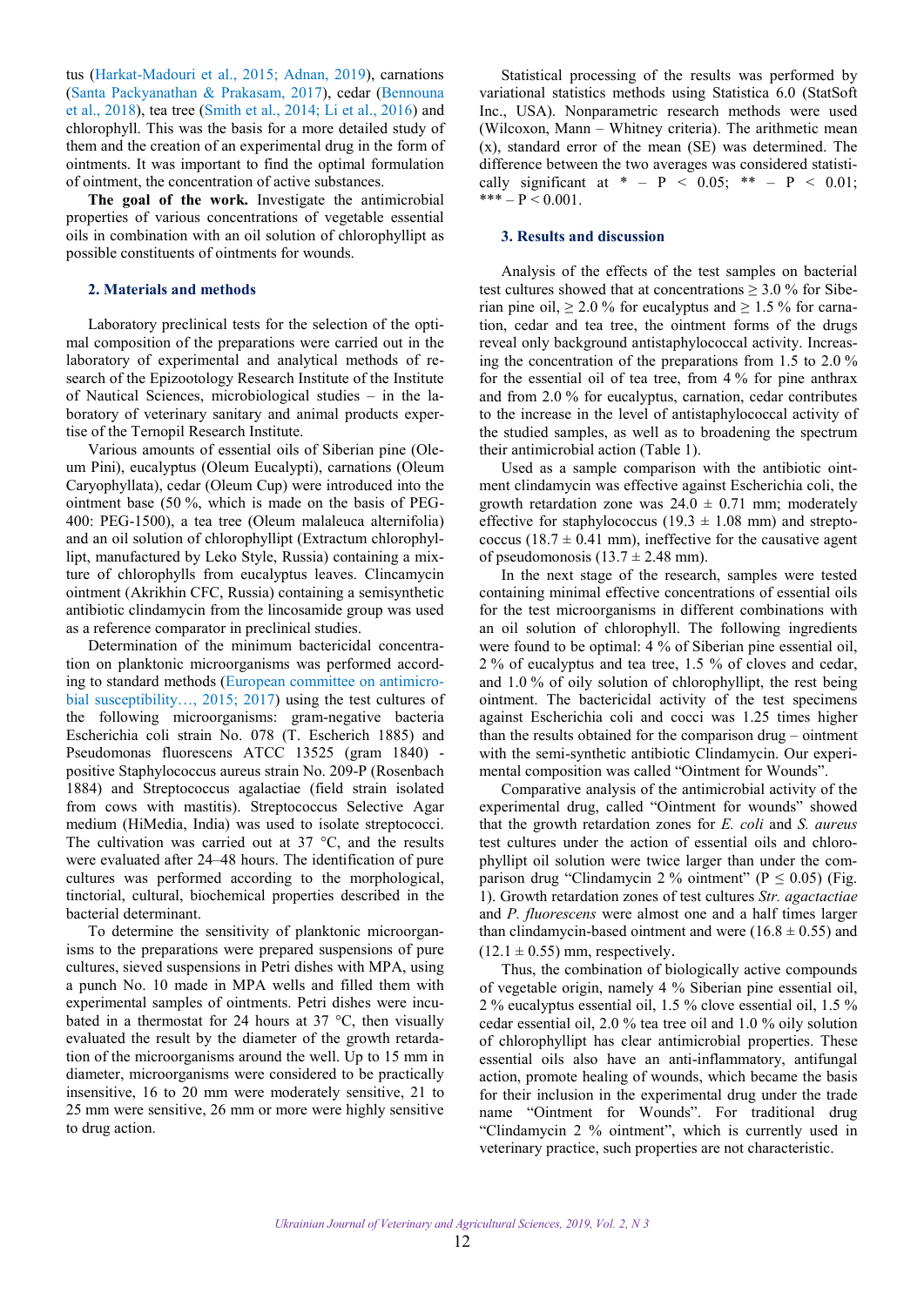tus (Harkat-Madouri et al., 2015; Adnan, 2019), carnations (Santa Packyanathan & Prakasam, 2017), cedar (Bennouna et al., 2018), tea tree (Smith et al., 2014; Li et al., 2016) and chlorophyll. This was the basis for a more detailed study of them and the creation of an experimental drug in the form of ointments. It was important to find the optimal formulation of ointment, the concentration of active substances.

**The goal of the work.** Investigate the antimicrobial properties of various concentrations of vegetable essential oils in combination with an oil solution of chlorophyllipt as possible constituents of ointments for wounds.

## 2. Materials and methods

Laboratory preclinical tests for the selection of the optimal composition of the preparations were carried out in the laboratory of experimental and analytical methods of research of the Epizootology Research Institute of the Institute of Nautical Sciences, microbiological studies – in the laboratory of veterinary sanitary and animal products expertise of the Ternopil Research Institute.

Various amounts of essential oils of Siberian pine (Oleum Pini), eucalyptus (Oleum Eucalypti), carnations (Oleum Caryophyllata), cedar (Oleum Cup) were introduced into the ointment base (50 %, which is made on the basis of PEG-400: PEG-1500), a tea tree (Oleum malaleuca alternifolia) and an oil solution of chlorophyllipt (Extractum chlorophyllipt, manufactured by Leko Style, Russia) containing a mixture of chlorophylls from eucalyptus leaves. Clincamycin ointment (Akrikhin CFC, Russia) containing a semisynthetic antibiotic clindamycin from the lincosamide group was used as a reference comparator in preclinical studies.

Determination of the minimum bactericidal concentration on planktonic microorganisms was performed according to standard methods (European committee on antimicrobial susceptibility…, 2015; 2017) using the test cultures of the following microorganisms: gram-negative bacteria Escherichia coli strain No. 078 (T. Escherich 1885) and Pseudomonas fluorescens ATCC 13525 (gram 1840) - positive Staphylococcus aureus strain No. 209-P (Rosenbach 1884) and Streptococcus agalactiae (field strain isolated from cows with mastitis). Streptococcus Selective Agar medium (HiMedia, India) was used to isolate streptococci. The cultivation was carried out at 37 °C, and the results were evaluated after 24–48 hours. The identification of pure cultures was performed according to the morphological, tinctorial, cultural, biochemical properties described in the bacterial determinant.

To determine the sensitivity of planktonic microorganisms to the preparations were prepared suspensions of pure cultures, sieved suspensions in Petri dishes with MPA, using a punch No. 10 made in MPA wells and filled them with experimental samples of ointments. Petri dishes were incubated in a thermostat for 24 hours at 37 °C, then visually evaluated the result by the diameter of the growth retardation of the microorganisms around the well. Up to 15 mm in diameter, microorganisms were considered to be practically insensitive, 16 to 20 mm were moderately sensitive, 21 to 25 mm were sensitive, 26 mm or more were highly sensitive to drug action.

Statistical processing of the results was performed by variational statistics methods using Statistica 6.0 (StatSoft Inc., USA). Nonparametric research methods were used (Wilcoxon, Mann – Whitney criteria). The arithmetic mean (x), standard error of the mean (SE) was determined. The difference between the two averages was considered statistically significant at * – $P < 0.05$; ** – $P < 0.01$; *** – $P < 0.001$.

## 3. Results and discussion

Analysis of the effects of the test samples on bacterial test cultures showed that at concentrations ≥ 3.0 % for Siberian pine oil, ≥ 2.0 % for eucalyptus and ≥ 1.5 % for carnation, cedar and tea tree, the ointment forms of the drugs reveal only background antistaphylococcal activity. Increasing the concentration of the preparations from 1.5 to 2.0 % for the essential oil of tea tree, from 4 % for pine anthrax and from 2.0 % for eucalyptus, carnation, cedar contributes to the increase in the level of antistaphylococcal activity of the studied samples, as well as to broadening the spectrum their antimicrobial action (Table 1).

Used as a sample comparison with the antibiotic ointment clindamycin was effective against Escherichia coli, the growth retardation zone was 24.0 ± 0.71 mm; moderately effective for staphylococcus (19.3 ± 1.08 mm) and streptococcus (18.7 ± 0.41 mm), ineffective for the causative agent of pseudomonosis (13.7 ± 2.48 mm).

In the next stage of the research, samples were tested containing minimal effective concentrations of essential oils for the test microorganisms in different combinations with an oil solution of chlorophyll. The following ingredients were found to be optimal: 4 % of Siberian pine essential oil, 2 % of eucalyptus and tea tree, 1.5 % of cloves and cedar, and 1.0 % of oily solution of chlorophyllipt, the rest being ointment. The bactericidal activity of the test specimens against Escherichia coli and cocci was 1.25 times higher than the results obtained for the comparison drug – ointment with the semi-synthetic antibiotic Clindamycin. Our experimental composition was called "Ointment for Wounds".

Comparative analysis of the antimicrobial activity of the experimental drug, called "Ointment for wounds" showed that the growth retardation zones for *E. coli* and *S. aureus* test cultures under the action of essential oils and chlorophyllipt oil solution were twice larger than under the comparison drug "Clindamycin 2 % ointment" ($P \le 0.05$) (Fig. 1). Growth retardation zones of test cultures *Str. agactactiae* and *P. fluorescens* were almost one and a half times larger than clindamycin-based ointment and were (16.8 ± 0.55) and (12.1 ± 0.55) mm, respectively.

Thus, the combination of biologically active compounds of vegetable origin, namely 4 % Siberian pine essential oil, 2 % eucalyptus essential oil, 1.5 % clove essential oil, 1.5 % cedar essential oil, 2.0 % tea tree oil and 1.0 % oily solution of chlorophyllipt has clear antimicrobial properties. These essential oils also have an anti-inflammatory, antifungal action, promote healing of wounds, which became the basis for their inclusion in the experimental drug under the trade name "Ointment for Wounds". For traditional drug "Clindamycin 2 % ointment", which is currently used in veterinary practice, such properties are not characteristic.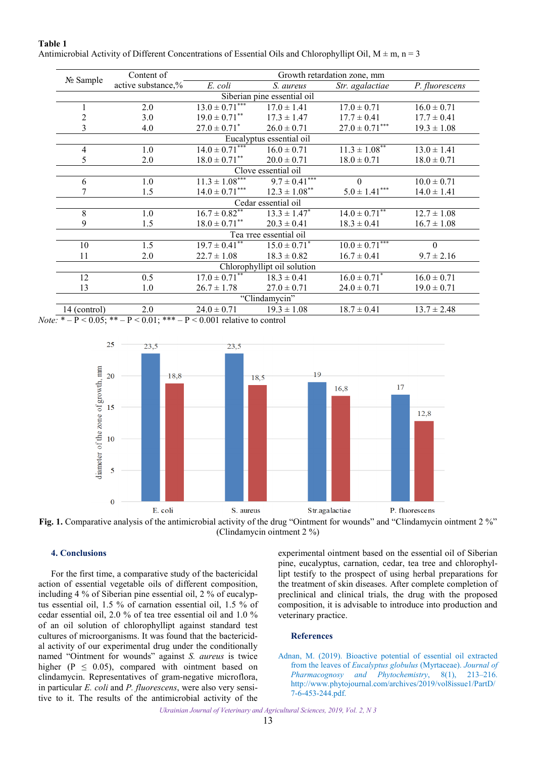**Table 1**
Antimicrobial Activity of Different Concentrations of Essential Oils and Chlorophyllipt Oil, M ± m, n = 3

| № Sample | Content of active substance,% | Growth retardation zone, mm | | | |
|---|---|---|---|---|---|
| | | *E. coli* | *S. aureus* | *Str. agalactiae* | *P. fluorescens* |
| Siberian pine essential oil | | | | | |
| 1 | 2.0 | 13.0 ± 0.71*** | 17.0 ± 1.41 | 17.0 ± 0.71 | 16.0 ± 0.71 |
| 2 | 3.0 | 19.0 ± 0.71** | 17.3 ± 1.47 | 17.7 ± 0.41 | 17.7 ± 0.41 |
| 3 | 4.0 | 27.0 ± 0.71* | 26.0 ± 0.71 | 27.0 ± 0.71*** | 19.3 ± 1.08 |
| Eucalyptus essential oil | | | | | |
| 4 | 1.0 | 14.0 ± 0.71*** | 16.0 ± 0.71 | 11.3 ± 1.08** | 13.0 ± 1.41 |
| 5 | 2.0 | 18.0 ± 0.71** | 20.0 ± 0.71 | 18.0 ± 0.71 | 18.0 ± 0.71 |
| Clove essential oil | | | | | |
| 6 | 1.0 | 11.3 ± 1.08*** | 9.7 ± 0.41*** | 0 | 10.0 ± 0.71 |
| 7 | 1.5 | 14.0 ± 0.71*** | 12.3 ± 1.08** | 5.0 ± 1.41*** | 14.0 ± 1.41 |
| Cedar essential oil | | | | | |
| 8 | 1.0 | 16.7 ± 0.82** | 13.3 ± 1.47* | 14.0 ± 0.71** | 12.7 ± 1.08 |
| 9 | 1.5 | 18.0 ± 0.71** | 20.3 ± 0.41 | 18.3 ± 0.41 | 16.7 ± 1.08 |
| Tea tree essential oil | | | | | |
| 10 | 1.5 | 19.7 ± 0.41** | 15.0 ± 0.71* | 10.0 ± 0.71*** | 0 |
| 11 | 2.0 | 22.7 ± 1.08 | 18.3 ± 0.82 | 16.7 ± 0.41 | 9.7 ± 2.16 |
| Chlorophyllipt oil solution | | | | | |
| 12 | 0.5 | 17.0 ± 0.71** | 18.3 ± 0.41 | 16.0 ± 0.71* | 16.0 ± 0.71 |
| 13 | 1.0 | 26.7 ± 1.78 | 27.0 ± 0.71 | 24.0 ± 0.71 | 19.0 ± 0.71 |
| "Clindamycin" | | | | | |
| 14 (control) | 2.0 | 24.0 ± 0.71 | 19.3 ± 1.08 | 18.7 ± 0.41 | 13.7 ± 2.48 |

*Note:* * – P < 0.05; ** – P < 0.01; *** – P < 0.001 relative to control

**Fig. 1.** Comparative analysis of the antimicrobial activity of the drug "Ointment for wounds" and "Clindamycin ointment 2 %" (Clindamycin ointment 2 %)

## 4. Conclusions

For the first time, a comparative study of the bactericidal action of essential vegetable oils of different composition, including 4 % of Siberian pine essential oil, 2 % of eucalyptus essential oil, 1.5 % of carnation essential oil, 1.5 % of cedar essential oil, 2.0 % of tea tree essential oil and 1.0 % of an oil solution of chlorophyllipt against standard test cultures of microorganisms. It was found that the bactericidal activity of our experimental drug under the conditionally named "Ointment for wounds" against *S. aureus* is twice higher (P ≤ 0.05), compared with ointment based on clindamycin. Representatives of gram-negative microflora, in particular *E. coli* and *P. fluorescens*, were also very sensitive to it. The results of the antimicrobial activity of the experimental ointment based on the essential oil of Siberian pine, eucalyptus, carnation, cedar, tea tree and chlorophyllipt testify to the prospect of using herbal preparations for the treatment of skin diseases. After complete completion of preclinical and clinical trials, the drug with the proposed composition, it is advisable to introduce into production and veterinary practice.

## References

Adnan, M. (2019). Bioactive potential of essential oil extracted from the leaves of *Eucalyptus globulus* (Myrtaceae). *Journal of Pharmacognosy and Phytochemistry*, 8(1), 213–216. http://www.phytojournal.com/archives/2019/vol8issue1/PartD/7-6-453-244.pdf.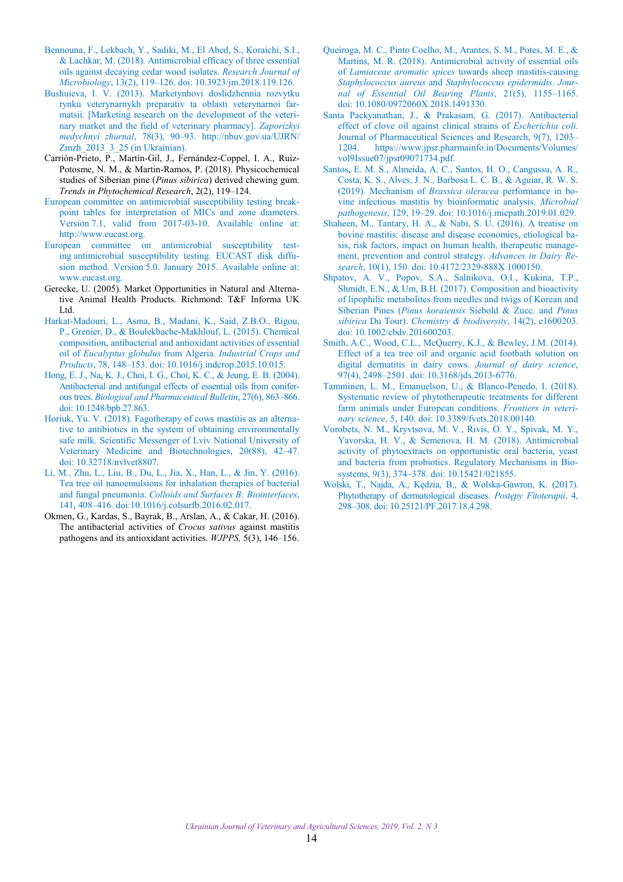Bennouna, F., Lekbach, Y., Sadiki, M., El Abed, S., Koraichi, S.I., & Lachkar, M. (2018). Antimicrobial efficacy of three essential oils against decaying cedar wood isolates. *Research Journal of Microbiology*, 13(2), 119–126. doi: 10.3923/jm.2018.119.126.

Bushuieva, I. V. (2013). Marketynhovi doslidzhennia rozvytku rynku veterynarnykh preparativ ta oblasti veterynarnoi farmatsii. [Marketing research on the development of the veterinary market and the field of veterinary pharmacy]. *Zaporizkyi medychnyi zhurnal*, 78(3), 90–93. http://nbuv.gov.ua/UJRN/Zmzh_2013_3_25 (in Ukrainian).

Carrión-Prieto, P., Martín-Gil, J., Fernández-Coppel, I. A., Ruíz-Potosme, N. M., & Martin-Ramos, P. (2018). Physicochemical studies of Siberian pine (*Pinus sibirica*) derived chewing gum. *Trends in Phytochemical Research*, 2(2), 119–124.

European committee on antimicrobial susceptibility testing breakpoint tables for interpretation of MICs and zone diameters. Version 7.1, valid from 2017-03-10. Available online at: http://www.eucast.org.

European committee on antimicrobial susceptibility testing antimicrobial susceptibility testing. EUCAST disk diffusion method. Version 5.0. January 2015. Available online at: www.eucast.org.

Gerecke, U. (2005). Market Opportunities in Natural and Alternative Animal Health Products. Richmond: T&F Informa UK Ltd.

Harkat-Madouri, L., Asma, B., Madani, K., Said, Z.B.O., Rigou, P., Grenier, D., & Boulekbache-Makhlouf, L. (2015). Chemical composition, antibacterial and antioxidant activities of essential oil of *Eucalyptus globulus* from Algeria. *Industrial Crops and Products*, 78, 148–153. doi: 10.1016/j.indcrop.2015.10.015.

Hong, E. J., Na, K. J., Choi, I. G., Choi, K. C., & Jeung, E. B. (2004). Antibacterial and antifungal effects of essential oils from coniferous trees. *Biological and Pharmaceutical Bulletin*, 27(6), 863–866. doi: 10.1248/bpb.27.863.

Horiuk, Yu. V. (2018). Fagotherapy of cows mastitis as an alternative to antibiotics in the system of obtaining environmentally safe milk. Scientific Messenger of Lviv National University of Veterinary Medicine and Biotechnologies, 20(88), 42–47. doi: 10.32718/nvlvet8807.

Li, M., Zhu, L., Liu, B., Du, L., Jia, X., Han, L., & Jin, Y. (2016). Tea tree oil nanoemulsions for inhalation therapies of bacterial and fungal pneumonia. *Colloids and Surfaces B: Biointerfaces*, 141, 408–416. doi:10.1016/j.colsurfb.2016.02.017.

Okmen, G., Kardas, S., Bayrak, B., Arslan, A., & Cakar, H. (2016). The antibacterial activities of *Crocus sativus* against mastitis pathogens and its antioxidant activities. *WJPPS,* 5(3), 146–156.

Queiroga, M. C., Pinto Coelho, M., Arantes, S. M., Potes, M. E., & Martins, M. R. (2018). Antimicrobial activity of essential oils of *Lamiaceae aromatic spices* towards sheep mastitis-causing *Staphylococcus aureus* and *Staphylococcus epidermidis*. *Journal of Essential Oil Bearing Plants*, 21(5), 1155–1165. doi: 10.1080/0972060X.2018.1491330.

Santa Packyanathan, J., & Prakasam, G. (2017). Antibacterial effect of clove oil against clinical strains of *Escherichia coli*. Journal of Pharmaceutical Sciences and Research, 9(7), 1203–1204. https://www.jpsr.pharmainfo.in/Documents/Volumes/vol9Issue07/jpsr09071734.pdf.

Santos, E. M. S., Almeida, A. C., Santos, H. O., Cangussu, A. R., Costa, K. S., Alves, J. N., Barbosa L. C. B., & Aguiar, R. W. S. (2019). Mechanism of *Brassica oleracea* performance in bovine infectious mastitis by bioinformatic analysis. *Microbial pathogenesis*, 129, 19–29. doi: 10.1016/j.micpath.2019.01.029.

Shaheen, M., Tantary, H. A., & Nabi, S. U. (2016). A treatise on bovine mastitis: disease and disease economics, etiological basis, risk factors, impact on human health, therapeutic management, prevention and control strategy. *Advances in Dairy Research*, 10(1), 150. doi: 10.4172/2329-888X.1000150.

Shpatov, A. V., Popov, S.A., Salnikova, O.I., Kukina, T.P., Shmidt, E.N., & Um, B.H. (2017). Composition and bioactivity of lipophilic metabolites from needles and twigs of Korean and Siberian Pines (*Pinus koraiensis* Siebold & Zucc. and *Pinus sibirica* Du Tour). *Chemistry & biodiversity*, 14(2), e1600203. doi: 10.1002/cbdv.201600203.

Smith, A.C., Wood, C.L., McQuerry, K.J., & Bewley, J.M. (2014). Effect of a tea tree oil and organic acid footbath solution on digital dermatitis in dairy cows. *Journal of dairy science*, 97(4), 2498–2501. doi: 10.3168/jds.2013-6776.

Tamminen, L. M., Emanuelson, U., & Blanco-Penedo, I. (2018). Systematic review of phytotherapeutic treatments for different farm animals under European conditions. *Frontiers in veterinary science*, 5, 140. doi: 10.3389/fvets.2018.00140.

Vorobets, N. M., Kryvtsova, M. V., Rivis, O. Y., Spivak, M. Y., Yavorska, H. V., & Semenova, H. M. (2018). Antimicrobial activity of phytoextracts on opportunistic oral bacteria, yeast and bacteria from probiotics. Regulatory Mechanisms in Biosystems, 9(3), 374–378. doi: 10.15421/021855.

Wolski, T., Najda, A., Kędzia, B., & Wolska-Gawron, K. (2017). Phytotherapy of dermatological diseases. *Postępy Fitoterapii*, 4, 298–308. doi: 10.25121/PF.2017.18.4.298.